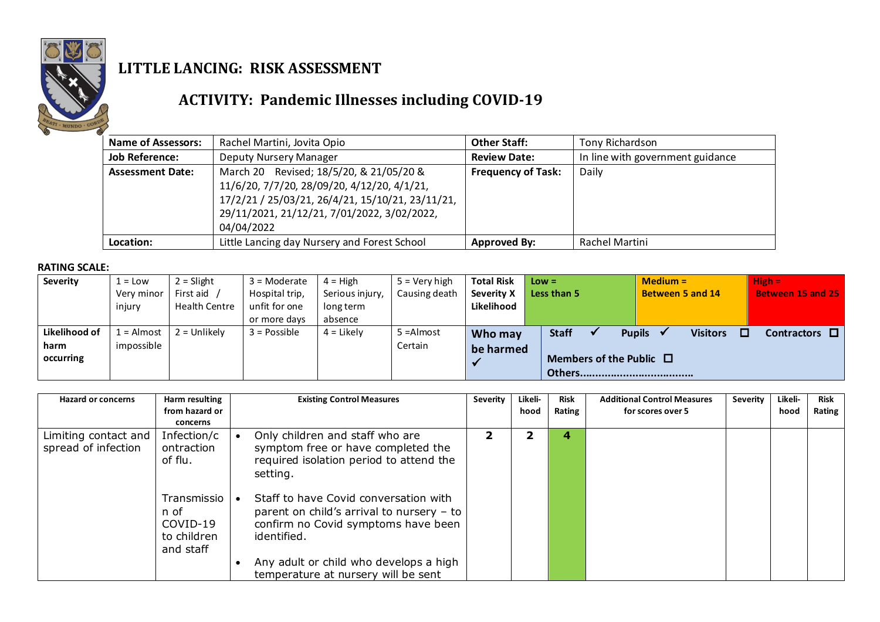# LITTLE LANCING: RISK ASSESSMENT

## ACTIVITY: Pandemic Illnesses including COVID-19

| **Name of Assessors:** | Rachel Martini, Jovita Opio | **Other Staff:** | Tony Richardson |
|---|---|---|---|
| **Job Reference:** | Deputy Nursery Manager | **Review Date:** | In line with government guidance |
| **Assessment Date:** | March 20 Revised; 18/5/20, & 21/05/20 & 11/6/20, 7/7/20, 28/09/20, 4/12/20, 4/1/21, 17/2/21 / 25/03/21, 26/4/21, 15/10/21, 23/11/21, 29/11/2021, 21/12/21, 7/01/2022, 3/02/2022, 04/04/2022 | **Frequency of Task:** | Daily |
| **Location:** | Little Lancing day Nursery and Forest School | **Approved By:** | Rachel Martini |

**RATING SCALE:**

| **Severity** | 1 = Low Very minor injury | 2 = Slight First aid / Health Centre | 3 = Moderate Hospital trip, unfit for one or more days | 4 = High Serious injury, long term absence | 5 = Very high Causing death | **Total Risk Severity X Likelihood** | **Low = Less than 5** | **Medium = Between 5 and 14** | **High = Between 15 and 25** |
|---|---|---|---|---|---|---|---|---|---|
| **Likelihood of harm occurring** | 1 = Almost impossible | 2 = Unlikely | 3 = Possible | 4 = Likely | 5 =Almost Certain | **Who may be harmed** ✓ | **Staff** ✓ **Pupils** ✓ | **Visitors** ☐ **Members of the Public** ☐ | **Contractors** ☐ **Others……………………………** |

| Hazard or concerns | Harm resulting from hazard or concerns | Existing Control Measures | Severity | Likeli-hood | Risk Rating | Additional Control Measures for scores over 5 | Severity | Likeli-hood | Risk Rating |
|---|---|---|---|---|---|---|---|---|---|
| Limiting contact and spread of infection | Infection/contraction of flu.<br><br>Transmission of COVID-19 to children and staff | • Only children and staff who are symptom free or have completed the required isolation period to attend the setting.<br>• Staff to have Covid conversation with parent on child's arrival to nursery – to confirm no Covid symptoms have been identified.<br>• Any adult or child who develops a high temperature at nursery will be sent | **2** | **2** | **4** | | | | |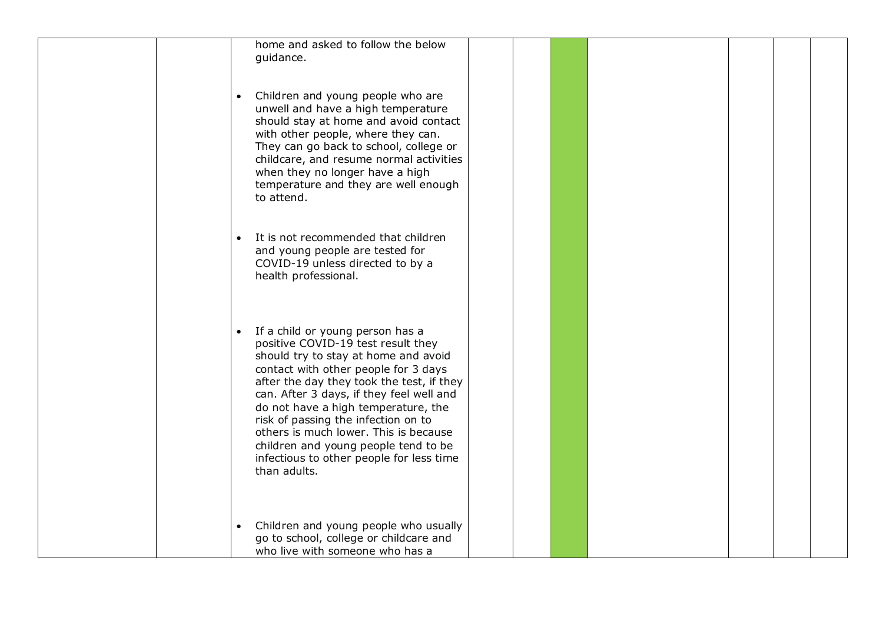|  |  | home and asked to follow the below guidance.<br><br>• Children and young people who are unwell and have a high temperature should stay at home and avoid contact with other people, where they can. They can go back to school, college or childcare, and resume normal activities when they no longer have a high temperature and they are well enough to attend.<br><br>• It is not recommended that children and young people are tested for COVID-19 unless directed to by a health professional.<br><br>• If a child or young person has a positive COVID-19 test result they should try to stay at home and avoid contact with other people for 3 days after the day they took the test, if they can. After 3 days, if they feel well and do not have a high temperature, the risk of passing the infection on to others is much lower. This is because children and young people tend to be infectious to other people for less time than adults.<br><br>• Children and young people who usually go to school, college or childcare and who live with someone who has a |  |  |  |  |  |  |  |
|---|---|---|---|---|---|---|---|---|---|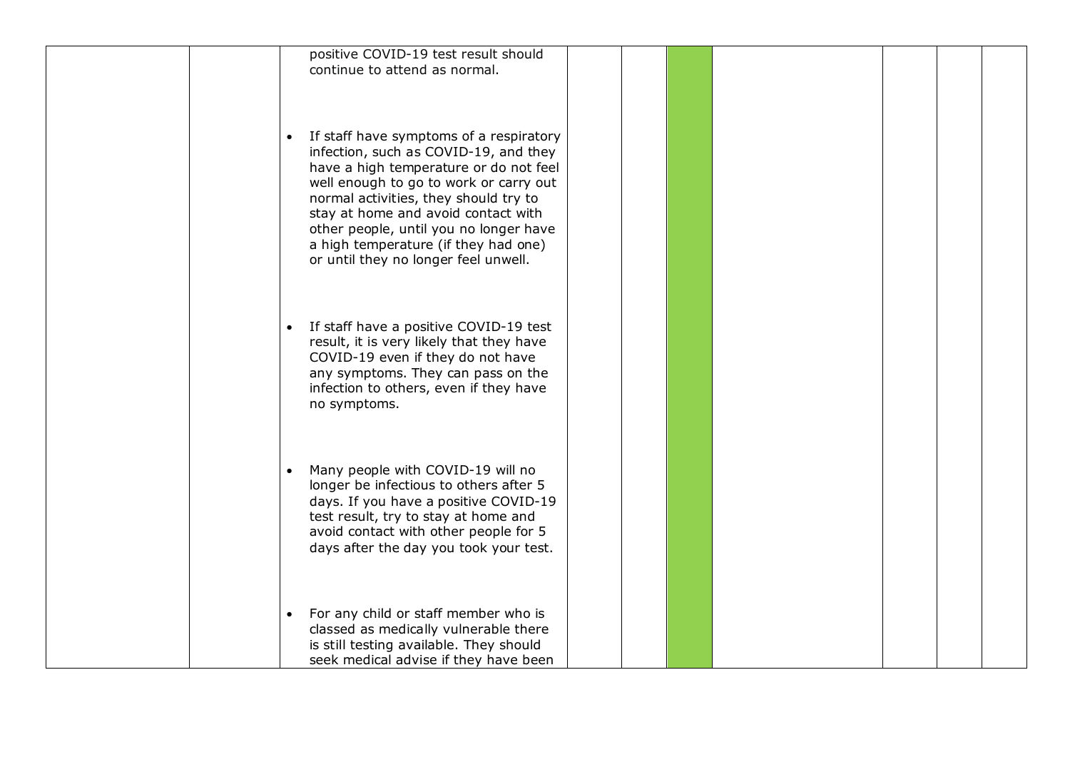| | | positive COVID-19 test result should continue to attend as normal.<br><br>• If staff have symptoms of a respiratory infection, such as COVID-19, and they have a high temperature or do not feel well enough to go to work or carry out normal activities, they should try to stay at home and avoid contact with other people, until you no longer have a high temperature (if they had one) or until they no longer feel unwell.<br><br>• If staff have a positive COVID-19 test result, it is very likely that they have COVID-19 even if they do not have any symptoms. They can pass on the infection to others, even if they have no symptoms.<br><br>• Many people with COVID-19 will no longer be infectious to others after 5 days. If you have a positive COVID-19 test result, try to stay at home and avoid contact with other people for 5 days after the day you took your test.<br><br>• For any child or staff member who is classed as medically vulnerable there is still testing available. They should seek medical advise if they have been | | | | | | | |
|---|---|---|---|---|---|---|---|---|---|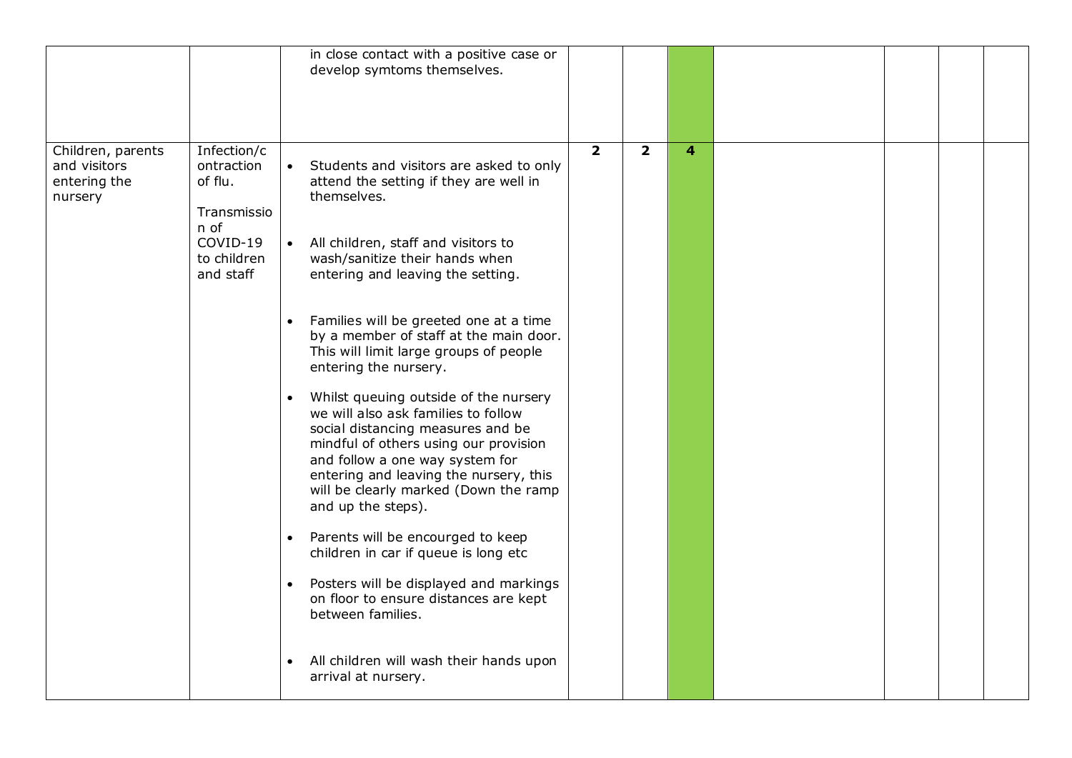| | | | | | | | | | |
|---|---|---|---|---|---|---|---|---|---|
| | | in close contact with a positive case or develop symtoms themselves. | | | | | | | |
| Children, parents and visitors entering the nursery | Infection/contraction of flu.<br><br>Transmission of COVID-19 to children and staff | • Students and visitors are asked to only attend the setting if they are well in themselves.<br><br>• All children, staff and visitors to wash/sanitize their hands when entering and leaving the setting.<br><br>• Families will be greeted one at a time by a member of staff at the main door. This will limit large groups of people entering the nursery.<br><br>• Whilst queuing outside of the nursery we will also ask families to follow social distancing measures and be mindful of others using our provision and follow a one way system for entering and leaving the nursery, this will be clearly marked (Down the ramp and up the steps).<br><br>• Parents will be encourged to keep children in car if queue is long etc<br><br>• Posters will be displayed and markings on floor to ensure distances are kept between families.<br><br>• All children will wash their hands upon arrival at nursery. | **2** | **2** | **4** | | | | |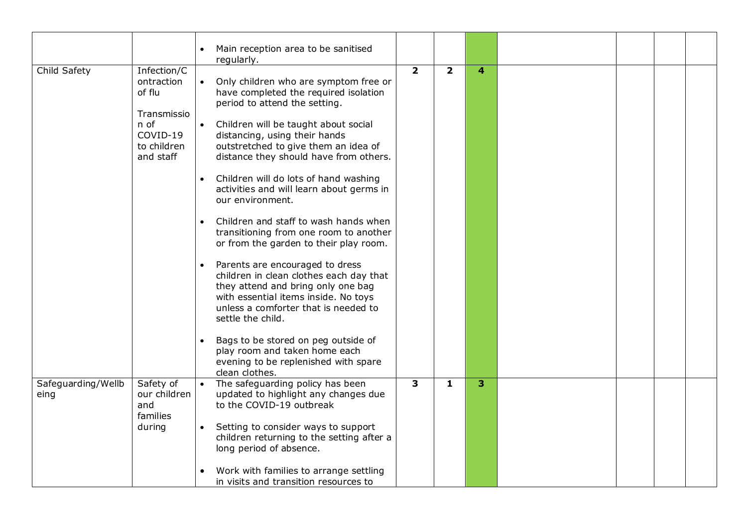| | | | | | | | | | |
|---|---|---|---|---|---|---|---|---|---|
| | | • Main reception area to be sanitised regularly. | | | | | | | |
| Child Safety | Infection/Contraction of flu<br><br>Transmission of COVID-19 to children and staff | • Only children who are symptom free or have completed the required isolation period to attend the setting.<br><br>• Children will be taught about social distancing, using their hands outstretched to give them an idea of distance they should have from others.<br><br>• Children will do lots of hand washing activities and will learn about germs in our environment.<br><br>• Children and staff to wash hands when transitioning from one room to another or from the garden to their play room.<br><br>• Parents are encouraged to dress children in clean clothes each day that they attend and bring only one bag with essential items inside. No toys unless a comforter that is needed to settle the child.<br><br>• Bags to be stored on peg outside of play room and taken home each evening to be replenished with spare clean clothes. | **2** | **2** | **4** | | | | |
| Safeguarding/Wellbeing | Safety of our children and families during | • The safeguarding policy has been updated to highlight any changes due to the COVID-19 outbreak<br><br>• Setting to consider ways to support children returning to the setting after a long period of absence.<br><br>• Work with families to arrange settling in visits and transition resources to | **3** | **1** | **3** | | | | |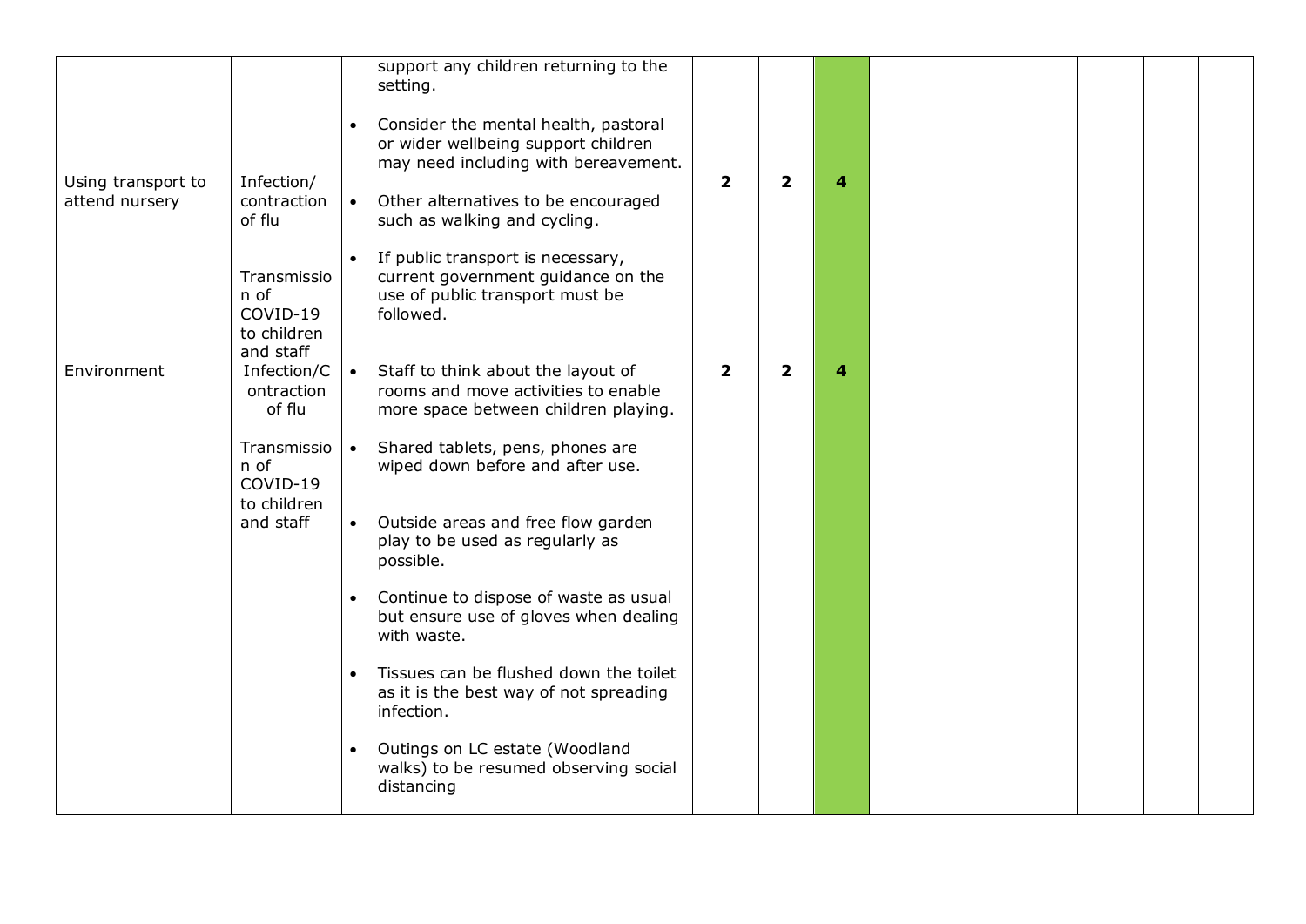| | | | | | | | | | |
|---|---|---|---|---|---|---|---|---|---|
| | | support any children returning to the setting.<br><br>• Consider the mental health, pastoral or wider wellbeing support children may need including with bereavement. | | | | | | | |
| Using transport to attend nursery | Infection/ contraction of flu<br><br>Transmission of COVID-19 to children and staff | • Other alternatives to be encouraged such as walking and cycling.<br><br>• If public transport is necessary, current government guidance on the use of public transport must be followed. | **2** | **2** | **4** | | | | |
| Environment | Infection/Contraction of flu<br><br>Transmission of COVID-19 to children and staff | • Staff to think about the layout of rooms and move activities to enable more space between children playing.<br><br>• Shared tablets, pens, phones are wiped down before and after use.<br><br>• Outside areas and free flow garden play to be used as regularly as possible.<br><br>• Continue to dispose of waste as usual but ensure use of gloves when dealing with waste.<br><br>• Tissues can be flushed down the toilet as it is the best way of not spreading infection.<br><br>• Outings on LC estate (Woodland walks) to be resumed observing social distancing | **2** | **2** | **4** | | | | |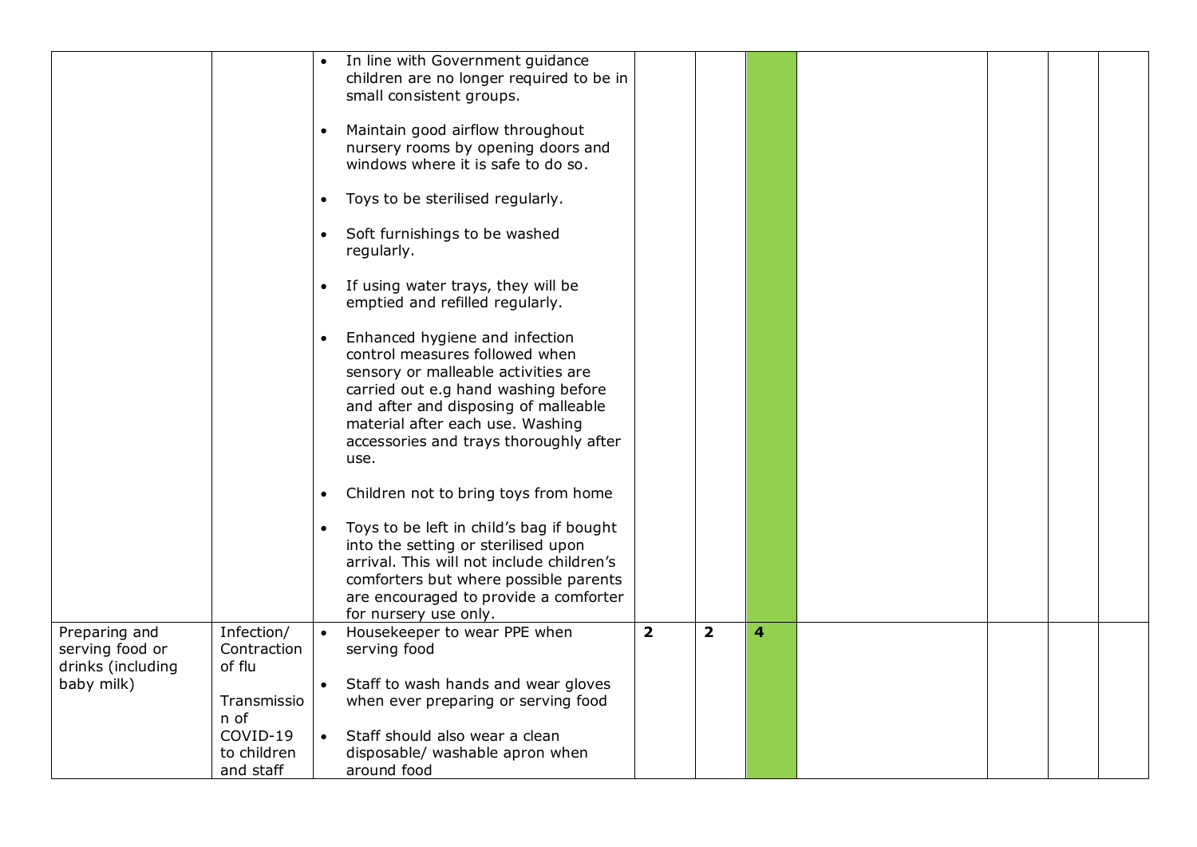| | | | | | | | | | |
|---|---|---|---|---|---|---|---|---|---|
| | | • In line with Government guidance children are no longer required to be in small consistent groups.<br><br>• Maintain good airflow throughout nursery rooms by opening doors and windows where it is safe to do so.<br><br>• Toys to be sterilised regularly.<br><br>• Soft furnishings to be washed regularly.<br><br>• If using water trays, they will be emptied and refilled regularly.<br><br>• Enhanced hygiene and infection control measures followed when sensory or malleable activities are carried out e.g hand washing before and after and disposing of malleable material after each use. Washing accessories and trays thoroughly after use.<br><br>• Children not to bring toys from home<br><br>• Toys to be left in child's bag if bought into the setting or sterilised upon arrival. This will not include children's comforters but where possible parents are encouraged to provide a comforter for nursery use only. | | | | | | | |
| Preparing and serving food or drinks (including baby milk) | Infection/ Contraction of flu<br><br>Transmission of COVID-19 to children and staff | • Housekeeper to wear PPE when serving food<br><br>• Staff to wash hands and wear gloves when ever preparing or serving food<br><br>• Staff should also wear a clean disposable/ washable apron when around food | **2** | **2** | **4** | | | | |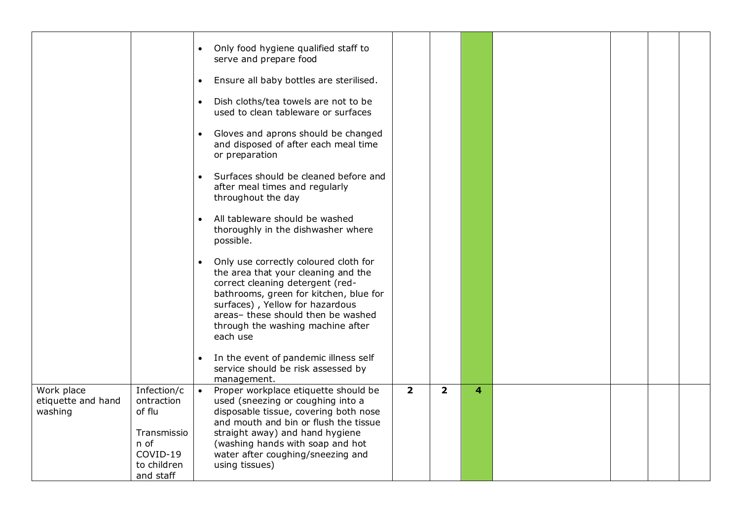| | | | | | | | | | |
|---|---|---|---|---|---|---|---|---|---|
| | | • Only food hygiene qualified staff to serve and prepare food<br><br>• Ensure all baby bottles are sterilised.<br><br>• Dish cloths/tea towels are not to be used to clean tableware or surfaces<br><br>• Gloves and aprons should be changed and disposed of after each meal time or preparation<br><br>• Surfaces should be cleaned before and after meal times and regularly throughout the day<br><br>• All tableware should be washed thoroughly in the dishwasher where possible.<br><br>• Only use correctly coloured cloth for the area that your cleaning and the correct cleaning detergent (red- bathrooms, green for kitchen, blue for surfaces) , Yellow for hazardous areas– these should then be washed through the washing machine after each use<br><br>• In the event of pandemic illness self service should be risk assessed by management. | | | | | | | |
| Work place etiquette and hand washing | Infection/contraction of flu<br><br>Transmission of COVID-19 to children and staff | • Proper workplace etiquette should be used (sneezing or coughing into a disposable tissue, covering both nose and mouth and bin or flush the tissue straight away) and hand hygiene (washing hands with soap and hot water after coughing/sneezing and using tissues) | **2** | **2** | **4** | | | | |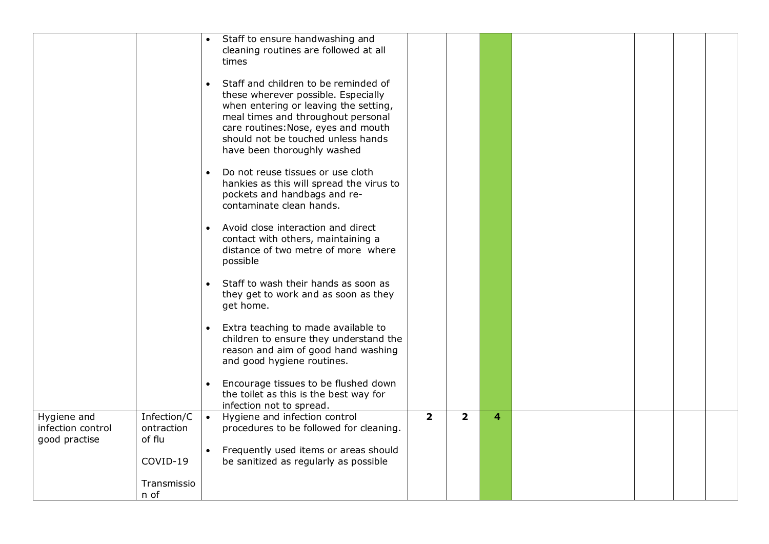| | | | | | | | | | |
|---|---|---|---|---|---|---|---|---|---|
| | | • Staff to ensure handwashing and cleaning routines are followed at all times<br><br>• Staff and children to be reminded of these wherever possible. Especially when entering or leaving the setting, meal times and throughout personal care routines:Nose, eyes and mouth should not be touched unless hands have been thoroughly washed<br><br>• Do not reuse tissues or use cloth hankies as this will spread the virus to pockets and handbags and re-contaminate clean hands.<br><br>• Avoid close interaction and direct contact with others, maintaining a distance of two metre of more where possible<br><br>• Staff to wash their hands as soon as they get to work and as soon as they get home.<br><br>• Extra teaching to made available to children to ensure they understand the reason and aim of good hand washing and good hygiene routines.<br><br>• Encourage tissues to be flushed down the toilet as this is the best way for infection not to spread. | | | | | | | |
| Hygiene and infection control good practise | Infection/Contraction of flu<br><br>COVID-19<br><br>Transmission of | • Hygiene and infection control procedures to be followed for cleaning.<br><br>• Frequently used items or areas should be sanitized as regularly as possible | **2** | **2** | **4** | | | | |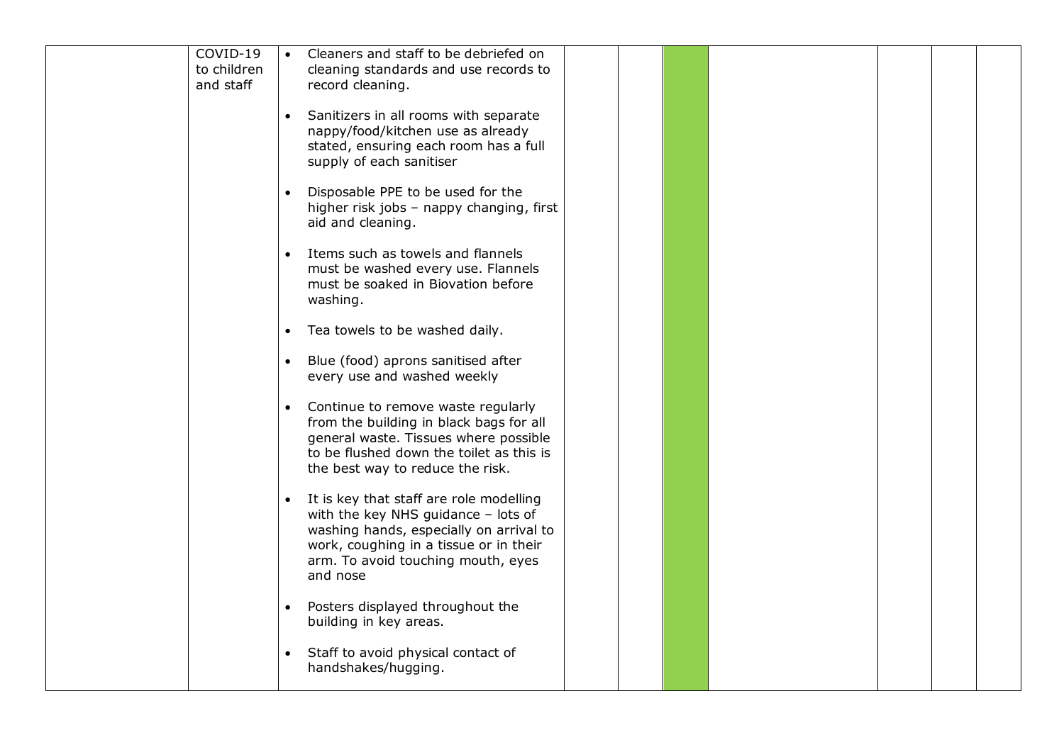| | | | | | | | | | |
|---|---|---|---|---|---|---|---|---|---|
| | COVID-19 to children and staff | <ul><li>Cleaners and staff to be debriefed on cleaning standards and use records to record cleaning.</li><li>Sanitizers in all rooms with separate nappy/food/kitchen use as already stated, ensuring each room has a full supply of each sanitiser</li><li>Disposable PPE to be used for the higher risk jobs – nappy changing, first aid and cleaning.</li><li>Items such as towels and flannels must be washed every use. Flannels must be soaked in Biovation before washing.</li><li>Tea towels to be washed daily.</li><li>Blue (food) aprons sanitised after every use and washed weekly</li><li>Continue to remove waste regularly from the building in black bags for all general waste. Tissues where possible to be flushed down the toilet as this is the best way to reduce the risk.</li><li>It is key that staff are role modelling with the key NHS guidance – lots of washing hands, especially on arrival to work, coughing in a tissue or in their arm. To avoid touching mouth, eyes and nose</li><li>Posters displayed throughout the building in key areas.</li><li>Staff to avoid physical contact of handshakes/hugging.</li></ul> | | | | | | | |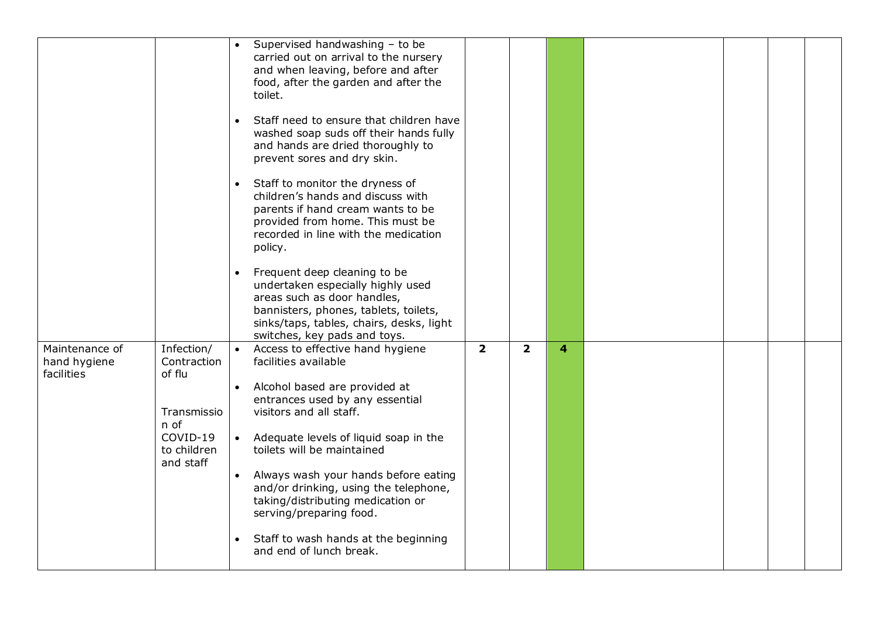| | | | | | | | | | |
|---|---|---|---|---|---|---|---|---|---|
| | | • Supervised handwashing – to be carried out on arrival to the nursery and when leaving, before and after food, after the garden and after the toilet.<br><br>• Staff need to ensure that children have washed soap suds off their hands fully and hands are dried thoroughly to prevent sores and dry skin.<br><br>• Staff to monitor the dryness of children's hands and discuss with parents if hand cream wants to be provided from home. This must be recorded in line with the medication policy.<br><br>• Frequent deep cleaning to be undertaken especially highly used areas such as door handles, bannisters, phones, tablets, toilets, sinks/taps, tables, chairs, desks, light switches, key pads and toys. | | | | | | | |
| Maintenance of hand hygiene facilities | Infection/ Contraction of flu<br><br>Transmission of COVID-19 to children and staff | • Access to effective hand hygiene facilities available<br><br>• Alcohol based are provided at entrances used by any essential visitors and all staff.<br><br>• Adequate levels of liquid soap in the toilets will be maintained<br><br>• Always wash your hands before eating and/or drinking, using the telephone, taking/distributing medication or serving/preparing food.<br><br>• Staff to wash hands at the beginning and end of lunch break. | **2** | **2** | **4** | | | | |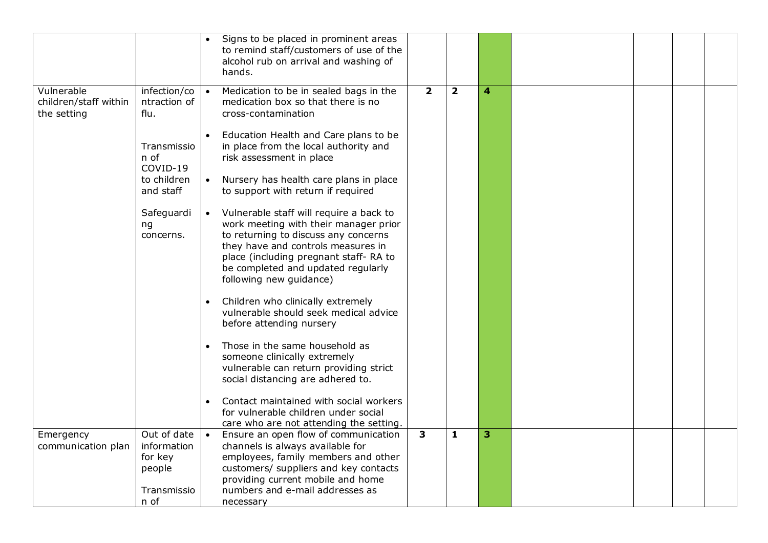| | | | | | | | | | |
|---|---|---|---|---|---|---|---|---|---|
| | | • Signs to be placed in prominent areas to remind staff/customers of use of the alcohol rub on arrival and washing of hands. | | | | | | | |
| Vulnerable children/staff within the setting | infection/contraction of flu.<br><br>Transmission of COVID-19 to children and staff<br><br>Safeguarding concerns. | • Medication to be in sealed bags in the medication box so that there is no cross-contamination<br><br>• Education Health and Care plans to be in place from the local authority and risk assessment in place<br><br>• Nursery has health care plans in place to support with return if required<br><br>• Vulnerable staff will require a back to work meeting with their manager prior to returning to discuss any concerns they have and controls measures in place (including pregnant staff- RA to be completed and updated regularly following new guidance)<br><br>• Children who clinically extremely vulnerable should seek medical advice before attending nursery<br><br>• Those in the same household as someone clinically extremely vulnerable can return providing strict social distancing are adhered to.<br><br>• Contact maintained with social workers for vulnerable children under social care who are not attending the setting. | **2** | **2** | **4** | | | | |
| Emergency communication plan | Out of date information for key people<br><br>Transmission of | • Ensure an open flow of communication channels is always available for employees, family members and other customers/ suppliers and key contacts providing current mobile and home numbers and e-mail addresses as necessary | **3** | **1** | **3** | | | | |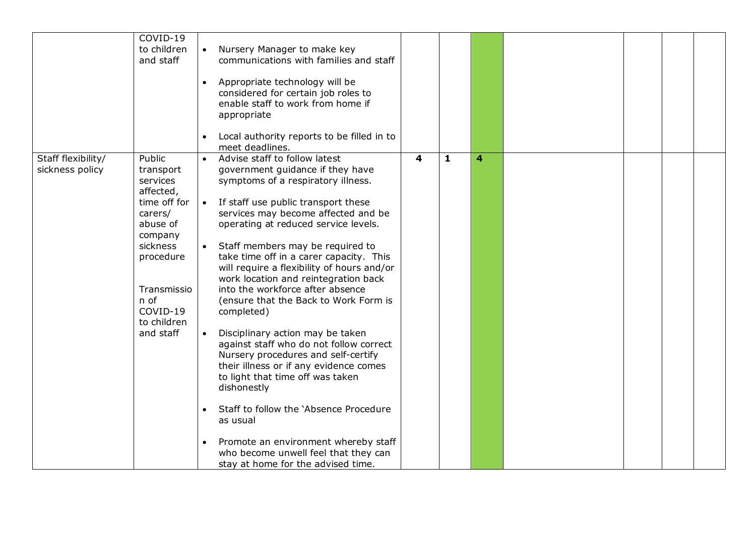| | | | | | | | | | |
|---|---|---|---|---|---|---|---|---|---|
| | COVID-19 to children and staff | • Nursery Manager to make key communications with families and staff<br><br>• Appropriate technology will be considered for certain job roles to enable staff to work from home if appropriate<br><br>• Local authority reports to be filled in to meet deadlines. | | | | | | | |
| Staff flexibility/ sickness policy | Public transport services affected, time off for carers/ abuse of company sickness procedure<br><br>Transmission of COVID-19 to children and staff | • Advise staff to follow latest government guidance if they have symptoms of a respiratory illness.<br><br>• If staff use public transport these services may become affected and be operating at reduced service levels.<br><br>• Staff members may be required to take time off in a carer capacity. This will require a flexibility of hours and/or work location and reintegration back into the workforce after absence (ensure that the Back to Work Form is completed)<br><br>• Disciplinary action may be taken against staff who do not follow correct Nursery procedures and self-certify their illness or if any evidence comes to light that time off was taken dishonestly<br><br>• Staff to follow the 'Absence Procedure as usual<br><br>• Promote an environment whereby staff who become unwell feel that they can stay at home for the advised time. | **4** | **1** | **4** | | | | |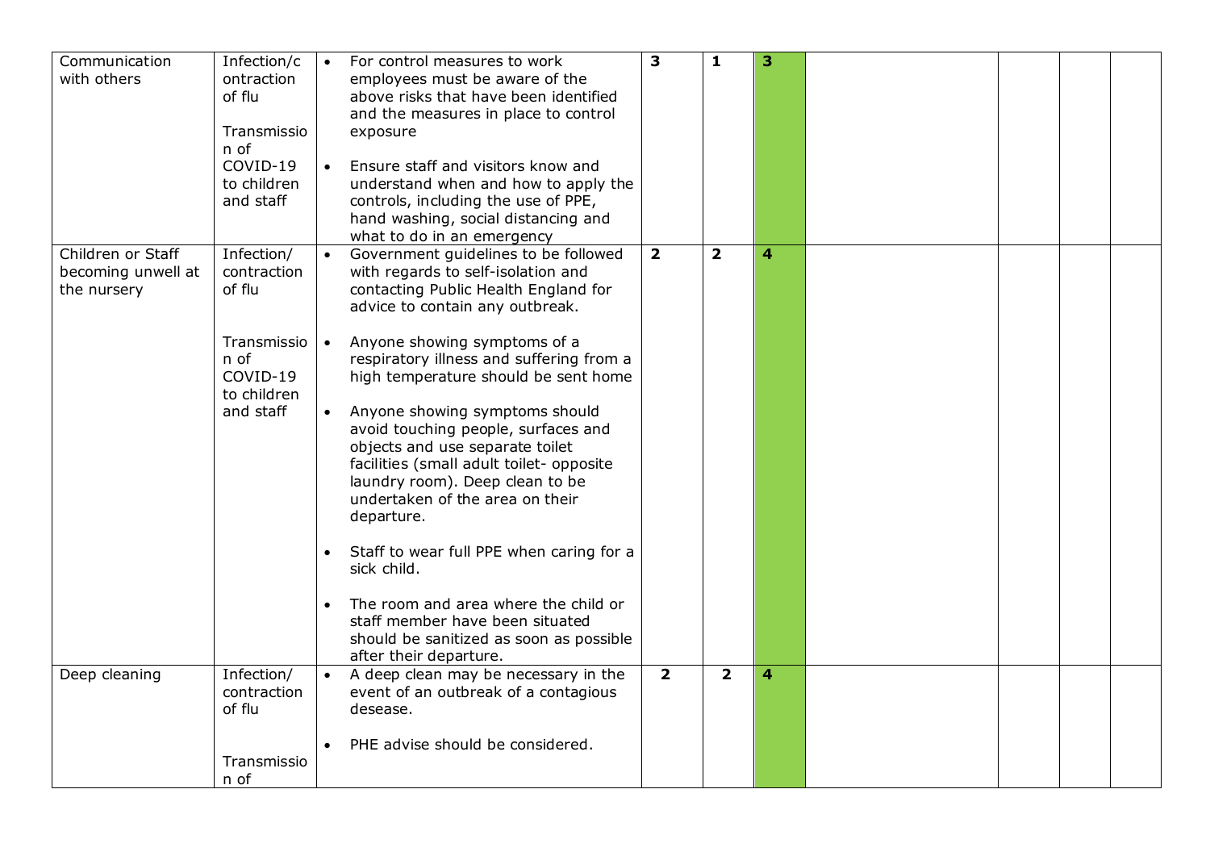| | | | | | | | | | |
|---|---|---|---|---|---|---|---|---|---|
| Communication with others | Infection/contraction of flu<br><br>Transmission of COVID-19 to children and staff | • For control measures to work employees must be aware of the above risks that have been identified and the measures in place to control exposure<br><br>• Ensure staff and visitors know and understand when and how to apply the controls, including the use of PPE, hand washing, social distancing and what to do in an emergency | **3** | **1** | **3** | | | | |
| Children or Staff becoming unwell at the nursery | Infection/ contraction of flu<br><br>Transmission of COVID-19 to children and staff | • Government guidelines to be followed with regards to self-isolation and contacting Public Health England for advice to contain any outbreak.<br><br>• Anyone showing symptoms of a respiratory illness and suffering from a high temperature should be sent home<br><br>• Anyone showing symptoms should avoid touching people, surfaces and objects and use separate toilet facilities (small adult toilet- opposite laundry room). Deep clean to be undertaken of the area on their departure.<br><br>• Staff to wear full PPE when caring for a sick child.<br><br>• The room and area where the child or staff member have been situated should be sanitized as soon as possible after their departure. | **2** | **2** | **4** | | | | |
| Deep cleaning | Infection/ contraction of flu<br><br>Transmission of | • A deep clean may be necessary in the event of an outbreak of a contagious desease.<br><br>• PHE advise should be considered. | **2** | **2** | **4** | | | | |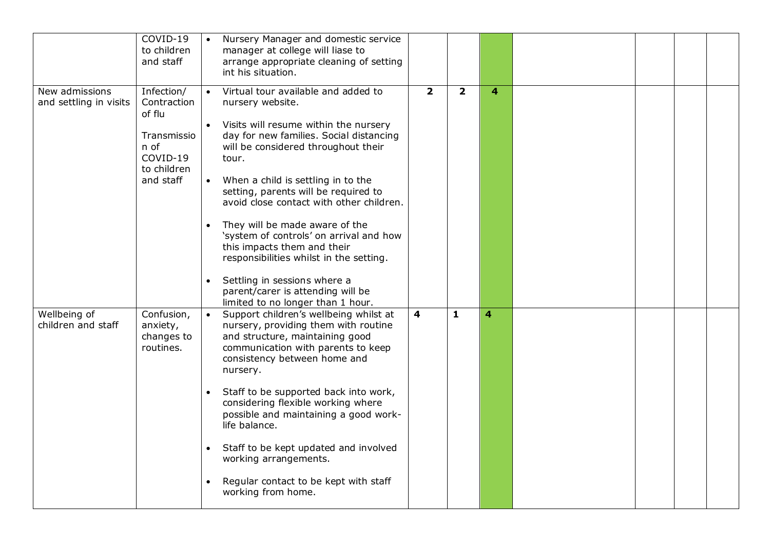|  |  |  |  |  |  |  |  |  |  |
|---|---|---|---|---|---|---|---|---|---|
|  | COVID-19 to children and staff | • Nursery Manager and domestic service manager at college will liase to arrange appropriate cleaning of setting int his situation. |  |  |  |  |  |  |  |
| New admissions and settling in visits | Infection/ Contraction of flu<br><br>Transmission of COVID-19 to children and staff | • Virtual tour available and added to nursery website.<br><br>• Visits will resume within the nursery day for new families. Social distancing will be considered throughout their tour.<br><br>• When a child is settling in to the setting, parents will be required to avoid close contact with other children.<br><br>• They will be made aware of the 'system of controls' on arrival and how this impacts them and their responsibilities whilst in the setting.<br><br>• Settling in sessions where a parent/carer is attending will be limited to no longer than 1 hour. | **2** | **2** | **4** |  |  |  |  |
| Wellbeing of children and staff | Confusion, anxiety, changes to routines. | • Support children's wellbeing whilst at nursery, providing them with routine and structure, maintaining good communication with parents to keep consistency between home and nursery.<br><br>• Staff to be supported back into work, considering flexible working where possible and maintaining a good work-life balance.<br><br>• Staff to be kept updated and involved working arrangements.<br><br>• Regular contact to be kept with staff working from home. | **4** | **1** | **4** |  |  |  |  |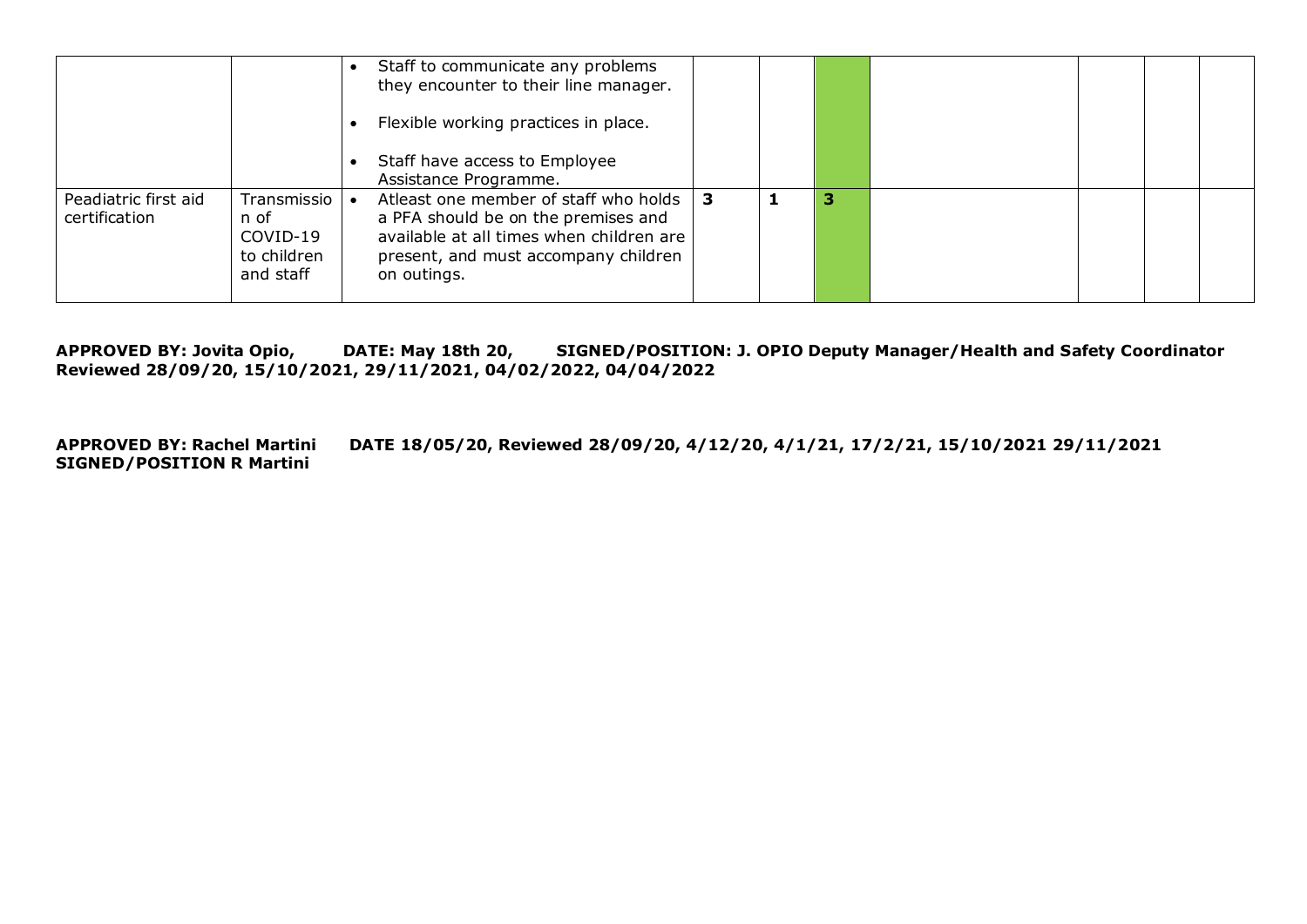| | | | | | | | | | |
|---|---|---|---|---|---|---|---|---|---|
| | | • Staff to communicate any problems they encounter to their line manager.<br><br>• Flexible working practices in place.<br><br>• Staff have access to Employee Assistance Programme. | | | | | | | |
| Peadiatric first aid certification | Transmission of COVID-19 to children and staff | • Atleast one member of staff who holds a PFA should be on the premises and available at all times when children are present, and must accompany children on outings. | **3** | **1** | **3** | | | | |

**APPROVED BY: Jovita Opio, DATE: May 18th 20, SIGNED/POSITION: J. OPIO Deputy Manager/Health and Safety Coordinator Reviewed 28/09/20, 15/10/2021, 29/11/2021, 04/02/2022, 04/04/2022**

**APPROVED BY: Rachel Martini DATE 18/05/20, Reviewed 28/09/20, 4/12/20, 4/1/21, 17/2/21, 15/10/2021 29/11/2021 SIGNED/POSITION R Martini**